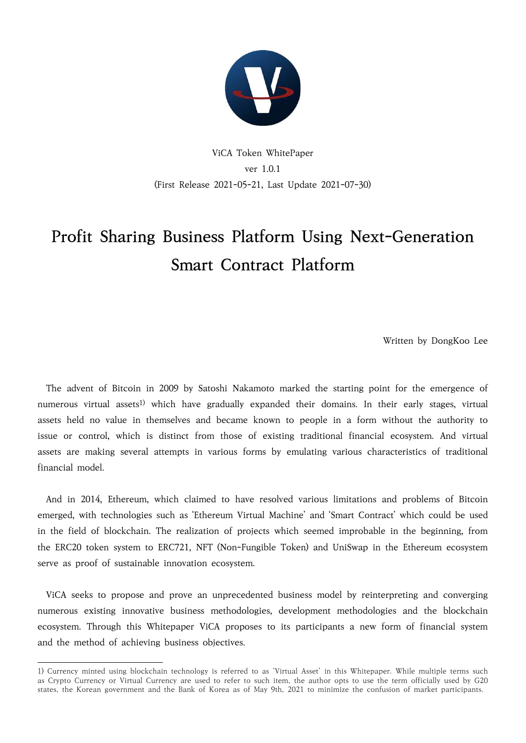ViCA Token WhitePaper

ver 1.0.1

(First Release 2021-05-21, Last Update 2021-07-30)

# Profit Sharing Business Platform Using Next-Generation Smart Contract Platform

Written by DongKoo Lee

The advent of Bitcoin in 2009 by Satoshi Nakamoto marked the starting point for the emergence of numerous virtual assets[1] which have gradually expanded their domains. In their early stages, virtual assets held no value in themselves and became known to people in a form without the authority to issue or control, which is distinct from those of existing traditional financial ecosystem. And virtual assets are making several attempts in various forms by emulating various characteristics of traditional financial model.

And in 2014, Ethereum, which claimed to have resolved various limitations and problems of Bitcoin emerged, with technologies such as 'Ethereum Virtual Machine' and 'Smart Contract' which could be used in the field of blockchain. The realization of projects which seemed improbable in the beginning, from the ERC20 token system to ERC721, NFT (Non-Fungible Token) and UniSwap in the Ethereum ecosystem serve as proof of sustainable innovation ecosystem.

ViCA seeks to propose and prove an unprecedented business model by reinterpreting and converging numerous existing innovative business methodologies, development methodologies and the blockchain ecosystem. Through this Whitepaper ViCA proposes to its participants a new form of financial system and the method of achieving business objectives.

---

1) Currency minted using blockchain technology is referred to as 'Virtual Asset' in this Whitepaper. While multiple terms such as Crypto Currency or Virtual Currency are used to refer to such item, the author opts to use the term officially used by G20 states, the Korean government and the Bank of Korea as of May 9th, 2021 to minimize the confusion of market participants.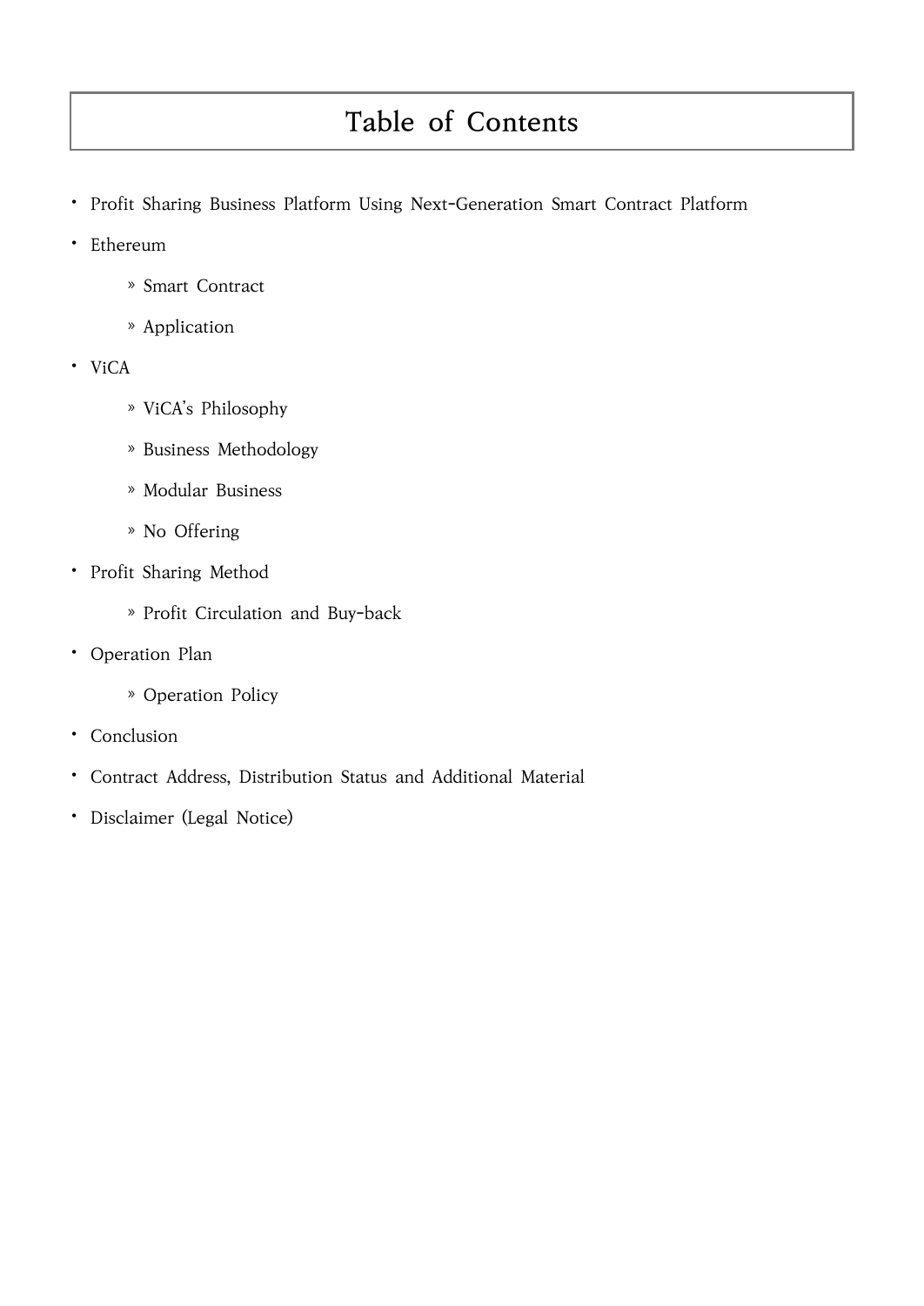# Table of Contents

- Profit Sharing Business Platform Using Next-Generation Smart Contract Platform
- Ethereum
  - » Smart Contract
  - » Application
- ViCA
  - » ViCA's Philosophy
  - » Business Methodology
  - » Modular Business
  - » No Offering
- Profit Sharing Method
  - » Profit Circulation and Buy-back
- Operation Plan
  - » Operation Policy
- Conclusion
- Contract Address, Distribution Status and Additional Material
- Disclaimer (Legal Notice)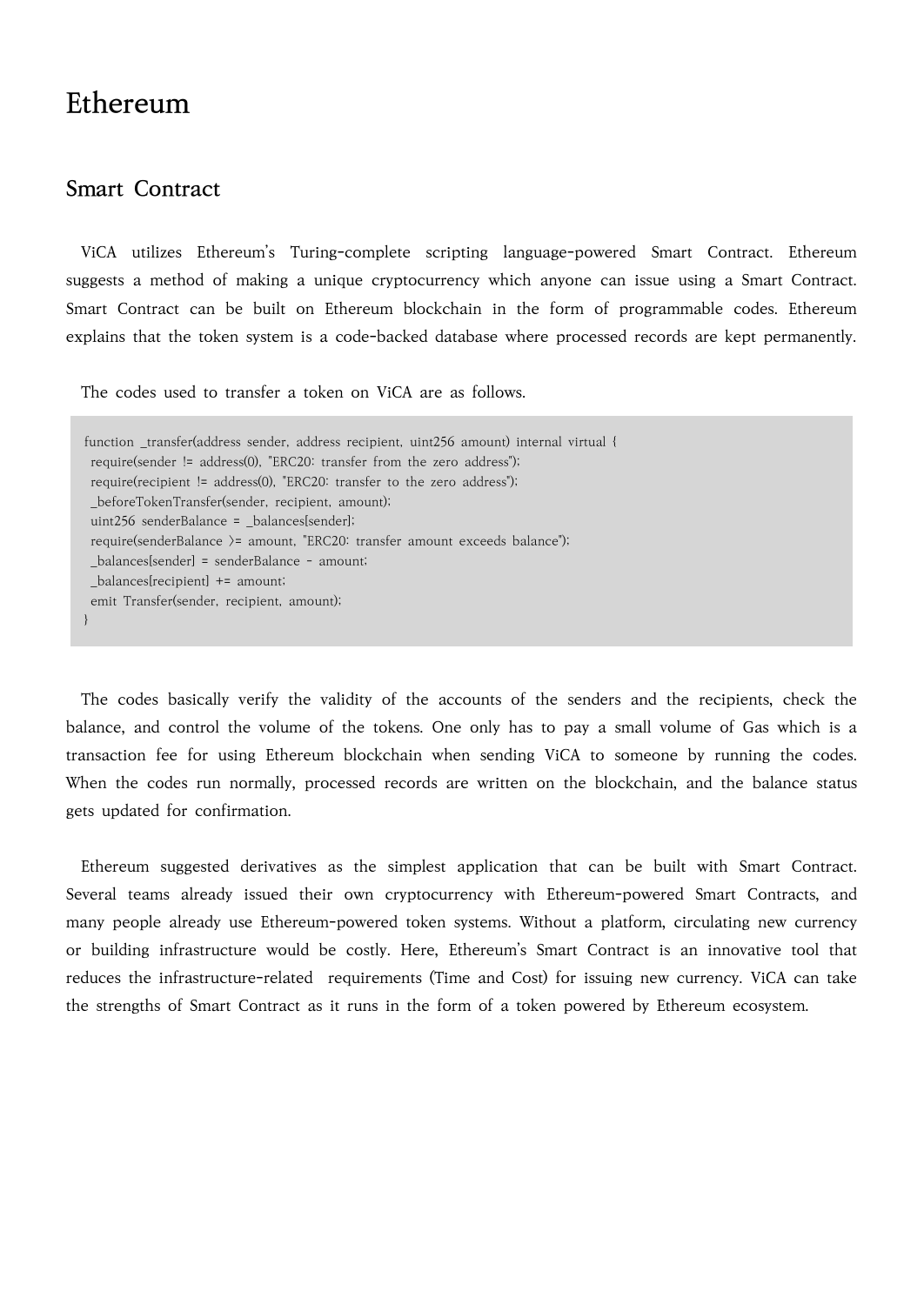# Ethereum

## Smart Contract

ViCA utilizes Ethereum's Turing-complete scripting language-powered Smart Contract. Ethereum suggests a method of making a unique cryptocurrency which anyone can issue using a Smart Contract. Smart Contract can be built on Ethereum blockchain in the form of programmable codes. Ethereum explains that the token system is a code-backed database where processed records are kept permanently.

The codes used to transfer a token on ViCA are as follows.

```
function _transfer(address sender, address recipient, uint256 amount) internal virtual {
  require(sender != address(0), "ERC20: transfer from the zero address");
  require(recipient != address(0), "ERC20: transfer to the zero address");
  _beforeTokenTransfer(sender, recipient, amount);
  uint256 senderBalance = _balances[sender];
  require(senderBalance >= amount, "ERC20: transfer amount exceeds balance");
  _balances[sender] = senderBalance - amount;
  _balances[recipient] += amount;
  emit Transfer(sender, recipient, amount);
}
```

The codes basically verify the validity of the accounts of the senders and the recipients, check the balance, and control the volume of the tokens. One only has to pay a small volume of Gas which is a transaction fee for using Ethereum blockchain when sending ViCA to someone by running the codes. When the codes run normally, processed records are written on the blockchain, and the balance status gets updated for confirmation.

Ethereum suggested derivatives as the simplest application that can be built with Smart Contract. Several teams already issued their own cryptocurrency with Ethereum-powered Smart Contracts, and many people already use Ethereum-powered token systems. Without a platform, circulating new currency or building infrastructure would be costly. Here, Ethereum's Smart Contract is an innovative tool that reduces the infrastructure-related requirements (Time and Cost) for issuing new currency. ViCA can take the strengths of Smart Contract as it runs in the form of a token powered by Ethereum ecosystem.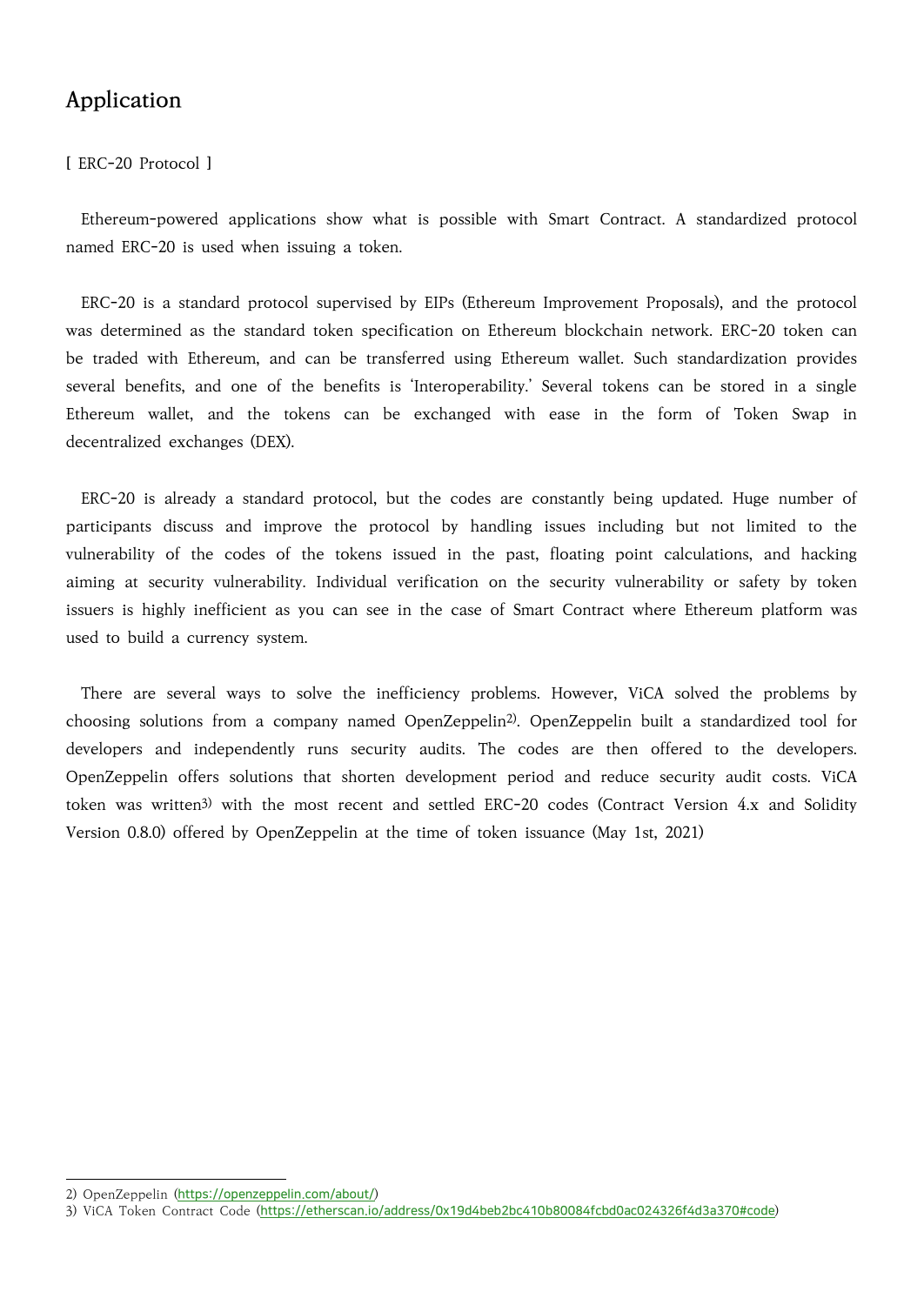## Application

[ ERC-20 Protocol ]

Ethereum-powered applications show what is possible with Smart Contract. A standardized protocol named ERC-20 is used when issuing a token.

ERC-20 is a standard protocol supervised by EIPs (Ethereum Improvement Proposals), and the protocol was determined as the standard token specification on Ethereum blockchain network. ERC-20 token can be traded with Ethereum, and can be transferred using Ethereum wallet. Such standardization provides several benefits, and one of the benefits is 'Interoperability.' Several tokens can be stored in a single Ethereum wallet, and the tokens can be exchanged with ease in the form of Token Swap in decentralized exchanges (DEX).

ERC-20 is already a standard protocol, but the codes are constantly being updated. Huge number of participants discuss and improve the protocol by handling issues including but not limited to the vulnerability of the codes of the tokens issued in the past, floating point calculations, and hacking aiming at security vulnerability. Individual verification on the security vulnerability or safety by token issuers is highly inefficient as you can see in the case of Smart Contract where Ethereum platform was used to build a currency system.

There are several ways to solve the inefficiency problems. However, ViCA solved the problems by choosing solutions from a company named OpenZeppelin[2]. OpenZeppelin built a standardized tool for developers and independently runs security audits. The codes are then offered to the developers. OpenZeppelin offers solutions that shorten development period and reduce security audit costs. ViCA token was written[3] with the most recent and settled ERC-20 codes (Contract Version 4.x and Solidity Version 0.8.0) offered by OpenZeppelin at the time of token issuance (May 1st, 2021)

---

2) OpenZeppelin (https://openzeppelin.com/about/)

3) ViCA Token Contract Code (https://etherscan.io/address/0x19d4beb2bc410b80084fcbd0ac024326f4d3a370#code)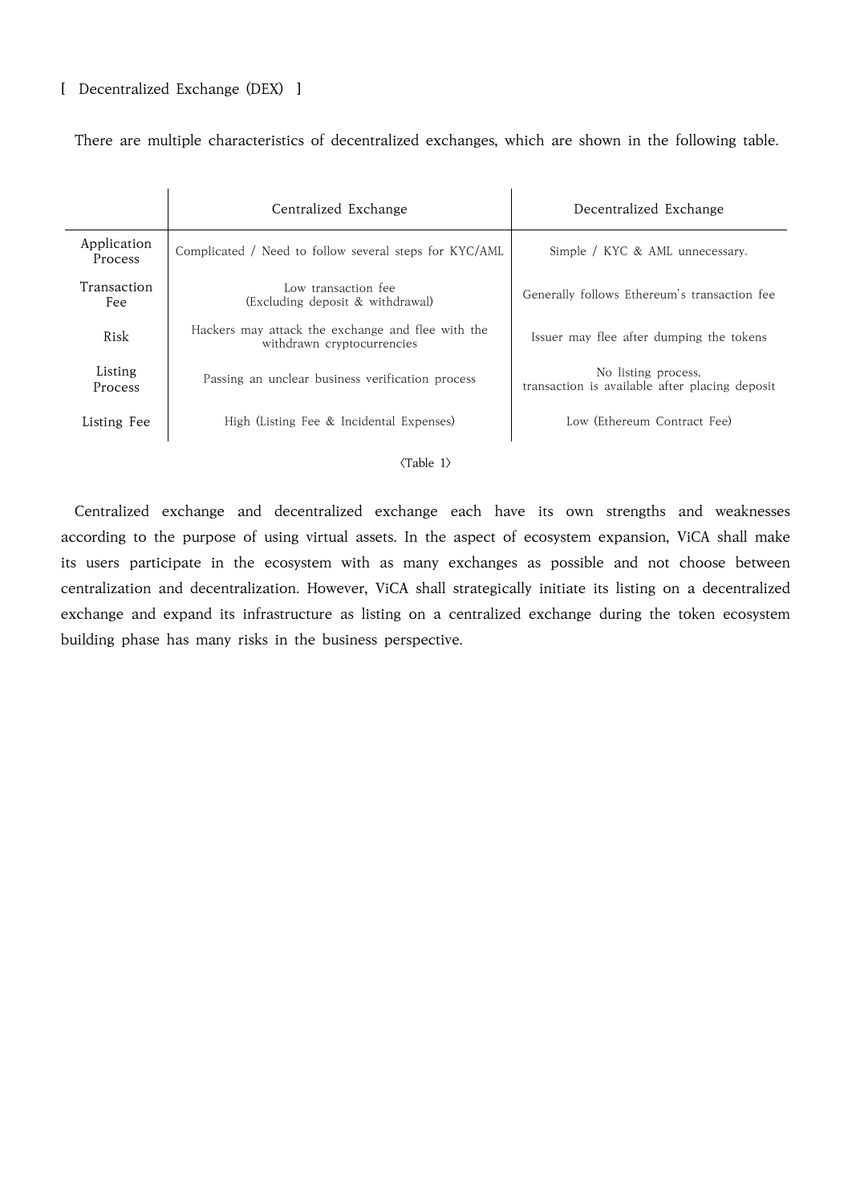[ Decentralized Exchange (DEX) ]

There are multiple characteristics of decentralized exchanges, which are shown in the following table.

| | Centralized Exchange | Decentralized Exchange |
|---|---|---|
| Application Process | Complicated / Need to follow several steps for KYC/AML | Simple / KYC & AML unnecessary. |
| Transaction Fee | Low transaction fee (Excluding deposit & withdrawal) | Generally follows Ethereum's transaction fee |
| Risk | Hackers may attack the exchange and flee with the withdrawn cryptocurrencies | Issuer may flee after dumping the tokens |
| Listing Process | Passing an unclear business verification process | No listing process, transaction is available after placing deposit |
| Listing Fee | High (Listing Fee & Incidental Expenses) | Low (Ethereum Contract Fee) |

<Table 1>

Centralized exchange and decentralized exchange each have its own strengths and weaknesses according to the purpose of using virtual assets. In the aspect of ecosystem expansion, ViCA shall make its users participate in the ecosystem with as many exchanges as possible and not choose between centralization and decentralization. However, ViCA shall strategically initiate its listing on a decentralized exchange and expand its infrastructure as listing on a centralized exchange during the token ecosystem building phase has many risks in the business perspective.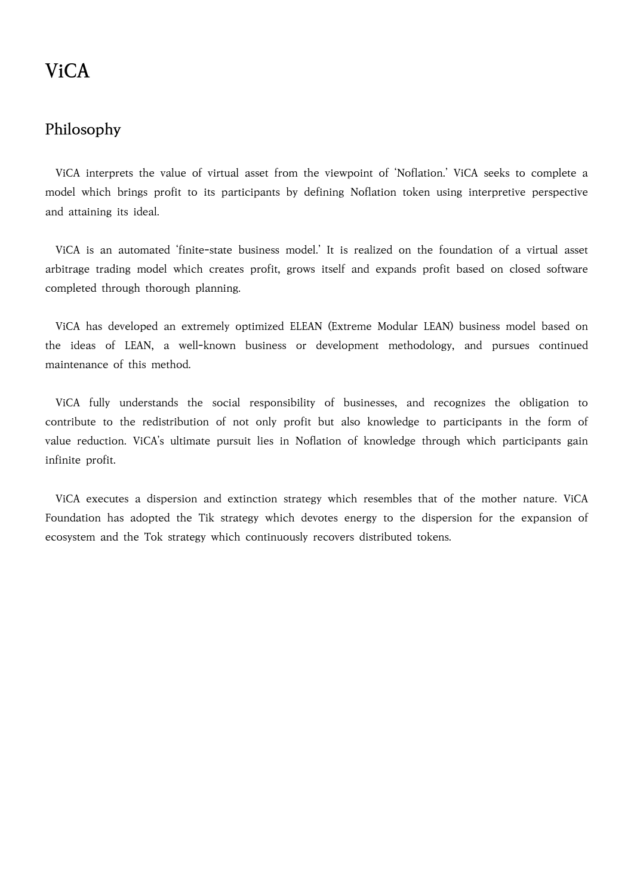# ViCA

## Philosophy

ViCA interprets the value of virtual asset from the viewpoint of 'Noflation.' ViCA seeks to complete a model which brings profit to its participants by defining Noflation token using interpretive perspective and attaining its ideal.

ViCA is an automated 'finite-state business model.' It is realized on the foundation of a virtual asset arbitrage trading model which creates profit, grows itself and expands profit based on closed software completed through thorough planning.

ViCA has developed an extremely optimized ELEAN (Extreme Modular LEAN) business model based on the ideas of LEAN, a well-known business or development methodology, and pursues continued maintenance of this method.

ViCA fully understands the social responsibility of businesses, and recognizes the obligation to contribute to the redistribution of not only profit but also knowledge to participants in the form of value reduction. ViCA's ultimate pursuit lies in Noflation of knowledge through which participants gain infinite profit.

ViCA executes a dispersion and extinction strategy which resembles that of the mother nature. ViCA Foundation has adopted the Tik strategy which devotes energy to the dispersion for the expansion of ecosystem and the Tok strategy which continuously recovers distributed tokens.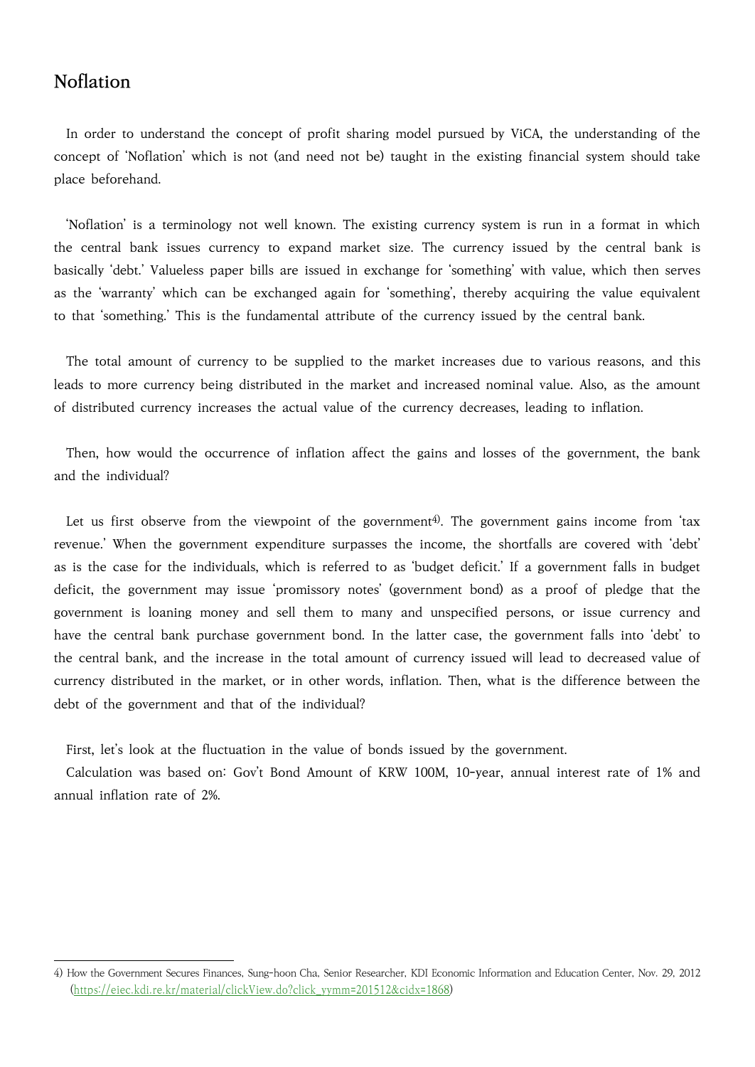## Noflation

In order to understand the concept of profit sharing model pursued by ViCA, the understanding of the concept of 'Noflation' which is not (and need not be) taught in the existing financial system should take place beforehand.

'Noflation' is a terminology not well known. The existing currency system is run in a format in which the central bank issues currency to expand market size. The currency issued by the central bank is basically 'debt.' Valueless paper bills are issued in exchange for 'something' with value, which then serves as the 'warranty' which can be exchanged again for 'something', thereby acquiring the value equivalent to that 'something.' This is the fundamental attribute of the currency issued by the central bank.

The total amount of currency to be supplied to the market increases due to various reasons, and this leads to more currency being distributed in the market and increased nominal value. Also, as the amount of distributed currency increases the actual value of the currency decreases, leading to inflation.

Then, how would the occurrence of inflation affect the gains and losses of the government, the bank and the individual?

Let us first observe from the viewpoint of the government[4]. The government gains income from 'tax revenue.' When the government expenditure surpasses the income, the shortfalls are covered with 'debt' as is the case for the individuals, which is referred to as 'budget deficit.' If a government falls in budget deficit, the government may issue 'promissory notes' (government bond) as a proof of pledge that the government is loaning money and sell them to many and unspecified persons, or issue currency and have the central bank purchase government bond. In the latter case, the government falls into 'debt' to the central bank, and the increase in the total amount of currency issued will lead to decreased value of currency distributed in the market, or in other words, inflation. Then, what is the difference between the debt of the government and that of the individual?

First, let's look at the fluctuation in the value of bonds issued by the government.
Calculation was based on: Gov't Bond Amount of KRW 100M, 10-year, annual interest rate of 1% and annual inflation rate of 2%.

---

4) How the Government Secures Finances, Sung-hoon Cha, Senior Researcher, KDI Economic Information and Education Center, Nov. 29, 2012 (https://eiec.kdi.re.kr/material/clickView.do?click_yymm=201512&cidx=1868)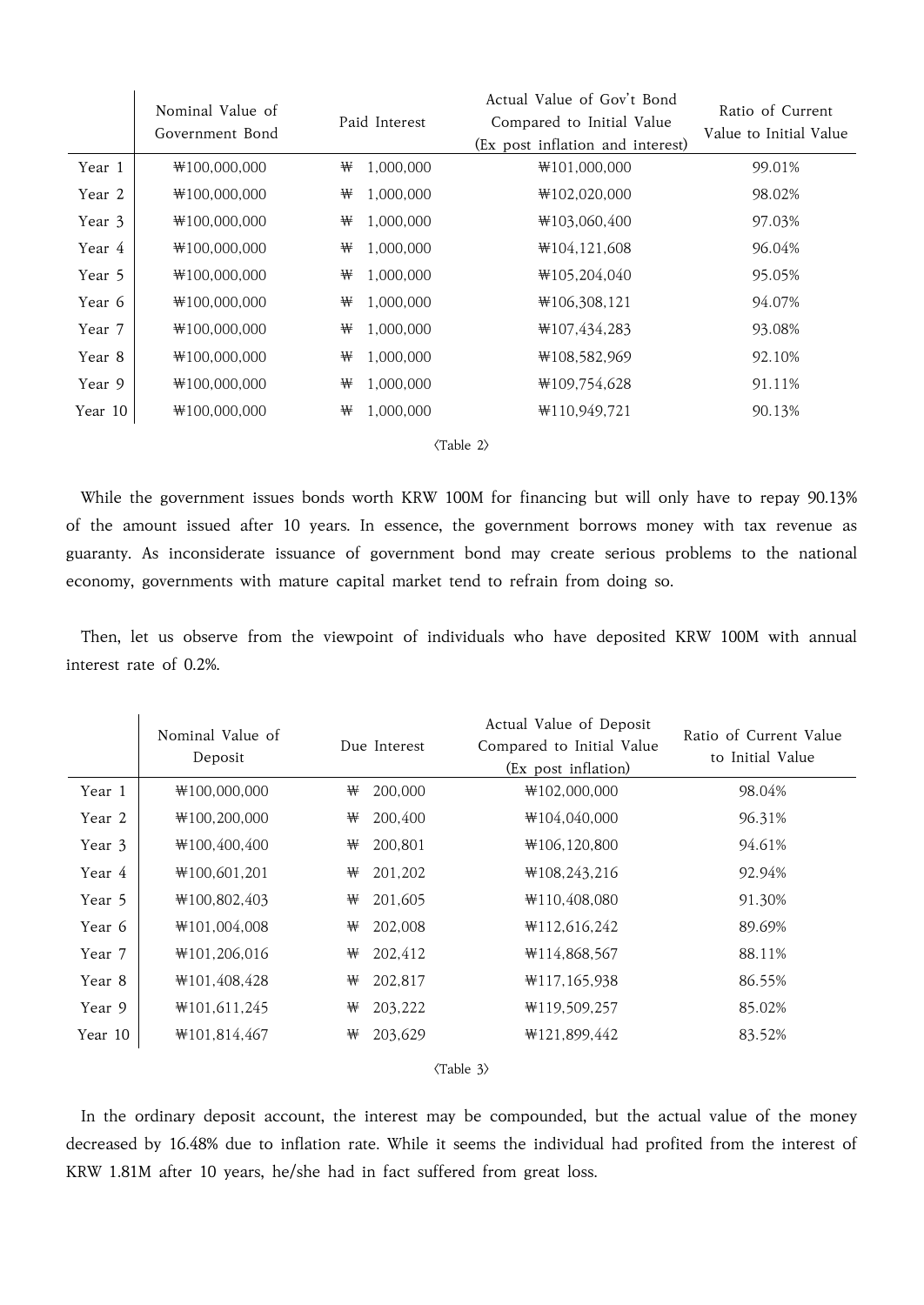| | Nominal Value of Government Bond | Paid Interest | Actual Value of Gov't Bond Compared to Initial Value (Ex post inflation and interest) | Ratio of Current Value to Initial Value |
|---|---|---|---|---|
| Year 1 | ₩100,000,000 | ₩ 1,000,000 | ₩101,000,000 | 99.01% |
| Year 2 | ₩100,000,000 | ₩ 1,000,000 | ₩102,020,000 | 98.02% |
| Year 3 | ₩100,000,000 | ₩ 1,000,000 | ₩103,060,400 | 97.03% |
| Year 4 | ₩100,000,000 | ₩ 1,000,000 | ₩104,121,608 | 96.04% |
| Year 5 | ₩100,000,000 | ₩ 1,000,000 | ₩105,204,040 | 95.05% |
| Year 6 | ₩100,000,000 | ₩ 1,000,000 | ₩106,308,121 | 94.07% |
| Year 7 | ₩100,000,000 | ₩ 1,000,000 | ₩107,434,283 | 93.08% |
| Year 8 | ₩100,000,000 | ₩ 1,000,000 | ₩108,582,969 | 92.10% |
| Year 9 | ₩100,000,000 | ₩ 1,000,000 | ₩109,754,628 | 91.11% |
| Year 10 | ₩100,000,000 | ₩ 1,000,000 | ₩110,949,721 | 90.13% |

<Table 2>

While the government issues bonds worth KRW 100M for financing but will only have to repay 90.13% of the amount issued after 10 years. In essence, the government borrows money with tax revenue as guaranty. As inconsiderate issuance of government bond may create serious problems to the national economy, governments with mature capital market tend to refrain from doing so.

Then, let us observe from the viewpoint of individuals who have deposited KRW 100M with annual interest rate of 0.2%.

| | Nominal Value of Deposit | Due Interest | Actual Value of Deposit Compared to Initial Value (Ex post inflation) | Ratio of Current Value to Initial Value |
|---|---|---|---|---|
| Year 1 | ₩100,000,000 | ₩ 200,000 | ₩102,000,000 | 98.04% |
| Year 2 | ₩100,200,000 | ₩ 200,400 | ₩104,040,000 | 96.31% |
| Year 3 | ₩100,400,400 | ₩ 200,801 | ₩106,120,800 | 94.61% |
| Year 4 | ₩100,601,201 | ₩ 201,202 | ₩108,243,216 | 92.94% |
| Year 5 | ₩100,802,403 | ₩ 201,605 | ₩110,408,080 | 91.30% |
| Year 6 | ₩101,004,008 | ₩ 202,008 | ₩112,616,242 | 89.69% |
| Year 7 | ₩101,206,016 | ₩ 202,412 | ₩114,868,567 | 88.11% |
| Year 8 | ₩101,408,428 | ₩ 202,817 | ₩117,165,938 | 86.55% |
| Year 9 | ₩101,611,245 | ₩ 203,222 | ₩119,509,257 | 85.02% |
| Year 10 | ₩101,814,467 | ₩ 203,629 | ₩121,899,442 | 83.52% |

<Table 3>

In the ordinary deposit account, the interest may be compounded, but the actual value of the money decreased by 16.48% due to inflation rate. While it seems the individual had profited from the interest of KRW 1.81M after 10 years, he/she had in fact suffered from great loss.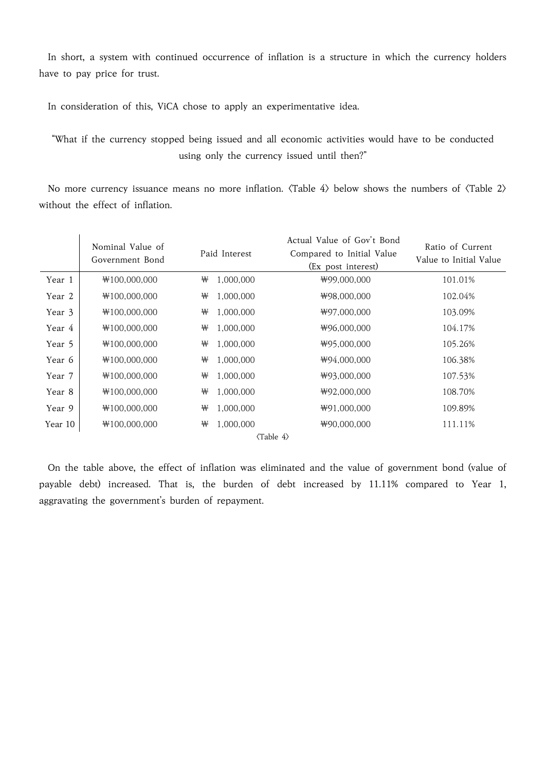In short, a system with continued occurrence of inflation is a structure in which the currency holders have to pay price for trust.

In consideration of this, ViCA chose to apply an experimentative idea.

"What if the currency stopped being issued and all economic activities would have to be conducted using only the currency issued until then?"

No more currency issuance means no more inflation. 〈Table 4〉 below shows the numbers of 〈Table 2〉 without the effect of inflation.

| | Nominal Value of Government Bond | Paid Interest | Actual Value of Gov't Bond Compared to Initial Value (Ex post interest) | Ratio of Current Value to Initial Value |
|---|---|---|---|---|
| Year 1 | ₩100,000,000 | ₩ 1,000,000 | ₩99,000,000 | 101.01% |
| Year 2 | ₩100,000,000 | ₩ 1,000,000 | ₩98,000,000 | 102.04% |
| Year 3 | ₩100,000,000 | ₩ 1,000,000 | ₩97,000,000 | 103.09% |
| Year 4 | ₩100,000,000 | ₩ 1,000,000 | ₩96,000,000 | 104.17% |
| Year 5 | ₩100,000,000 | ₩ 1,000,000 | ₩95,000,000 | 105.26% |
| Year 6 | ₩100,000,000 | ₩ 1,000,000 | ₩94,000,000 | 106.38% |
| Year 7 | ₩100,000,000 | ₩ 1,000,000 | ₩93,000,000 | 107.53% |
| Year 8 | ₩100,000,000 | ₩ 1,000,000 | ₩92,000,000 | 108.70% |
| Year 9 | ₩100,000,000 | ₩ 1,000,000 | ₩91,000,000 | 109.89% |
| Year 10 | ₩100,000,000 | ₩ 1,000,000 | ₩90,000,000 | 111.11% |

〈Table 4〉

On the table above, the effect of inflation was eliminated and the value of government bond (value of payable debt) increased. That is, the burden of debt increased by 11.11% compared to Year 1, aggravating the government's burden of repayment.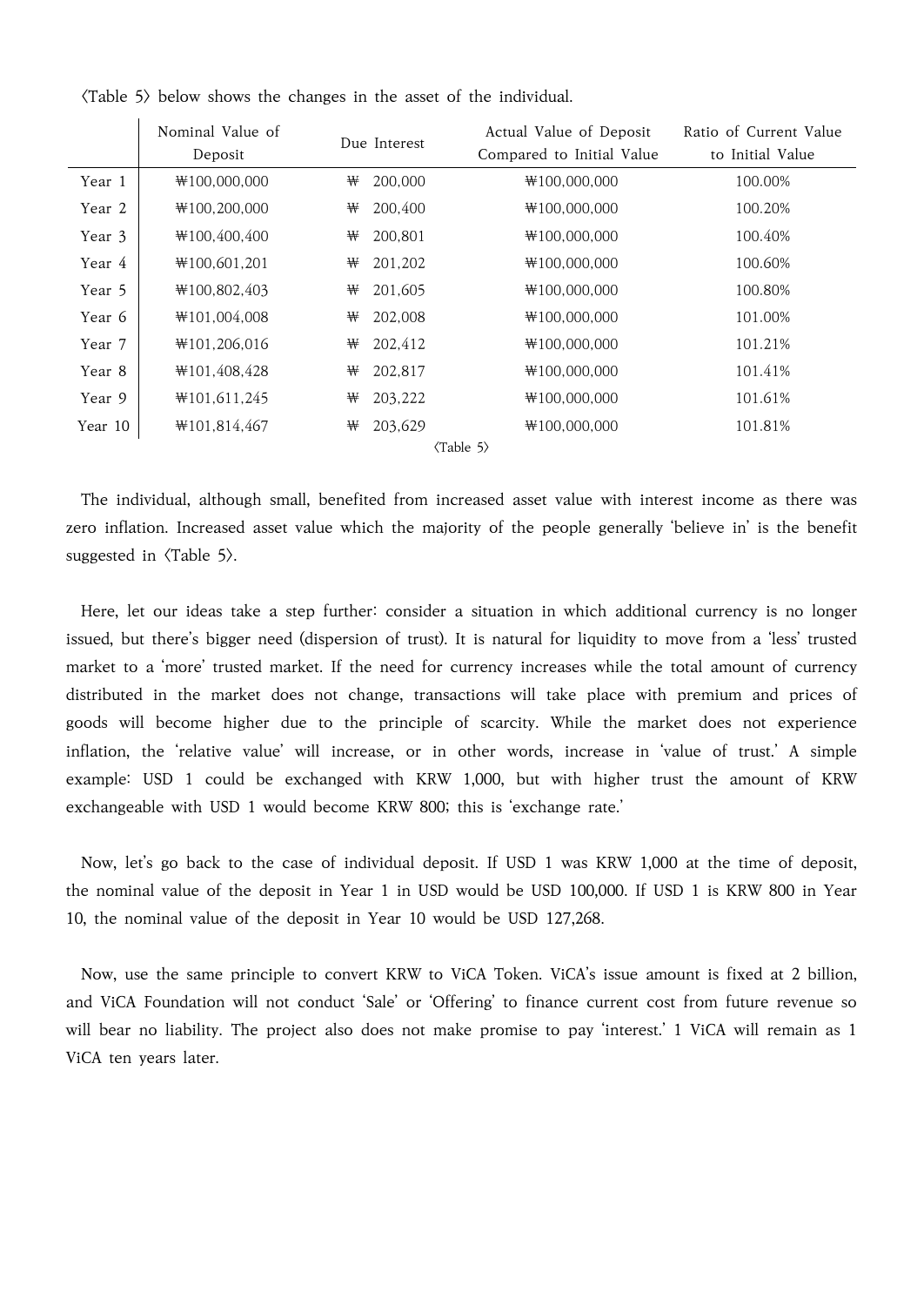〈Table 5〉 below shows the changes in the asset of the individual.

| | Nominal Value of Deposit | Due Interest | Actual Value of Deposit Compared to Initial Value | Ratio of Current Value to Initial Value |
|---|---|---|---|---|
| Year 1 | ₩100,000,000 | ₩ 200,000 | ₩100,000,000 | 100.00% |
| Year 2 | ₩100,200,000 | ₩ 200,400 | ₩100,000,000 | 100.20% |
| Year 3 | ₩100,400,400 | ₩ 200,801 | ₩100,000,000 | 100.40% |
| Year 4 | ₩100,601,201 | ₩ 201,202 | ₩100,000,000 | 100.60% |
| Year 5 | ₩100,802,403 | ₩ 201,605 | ₩100,000,000 | 100.80% |
| Year 6 | ₩101,004,008 | ₩ 202,008 | ₩100,000,000 | 101.00% |
| Year 7 | ₩101,206,016 | ₩ 202,412 | ₩100,000,000 | 101.21% |
| Year 8 | ₩101,408,428 | ₩ 202,817 | ₩100,000,000 | 101.41% |
| Year 9 | ₩101,611,245 | ₩ 203,222 | ₩100,000,000 | 101.61% |
| Year 10 | ₩101,814,467 | ₩ 203,629 | ₩100,000,000 | 101.81% |

〈Table 5〉

The individual, although small, benefited from increased asset value with interest income as there was zero inflation. Increased asset value which the majority of the people generally 'believe in' is the benefit suggested in 〈Table 5〉.

Here, let our ideas take a step further: consider a situation in which additional currency is no longer issued, but there's bigger need (dispersion of trust). It is natural for liquidity to move from a 'less' trusted market to a 'more' trusted market. If the need for currency increases while the total amount of currency distributed in the market does not change, transactions will take place with premium and prices of goods will become higher due to the principle of scarcity. While the market does not experience inflation, the 'relative value' will increase, or in other words, increase in 'value of trust.' A simple example: USD 1 could be exchanged with KRW 1,000, but with higher trust the amount of KRW exchangeable with USD 1 would become KRW 800; this is 'exchange rate.'

Now, let's go back to the case of individual deposit. If USD 1 was KRW 1,000 at the time of deposit, the nominal value of the deposit in Year 1 in USD would be USD 100,000. If USD 1 is KRW 800 in Year 10, the nominal value of the deposit in Year 10 would be USD 127,268.

Now, use the same principle to convert KRW to ViCA Token. ViCA's issue amount is fixed at 2 billion, and ViCA Foundation will not conduct 'Sale' or 'Offering' to finance current cost from future revenue so will bear no liability. The project also does not make promise to pay 'interest.' 1 ViCA will remain as 1 ViCA ten years later.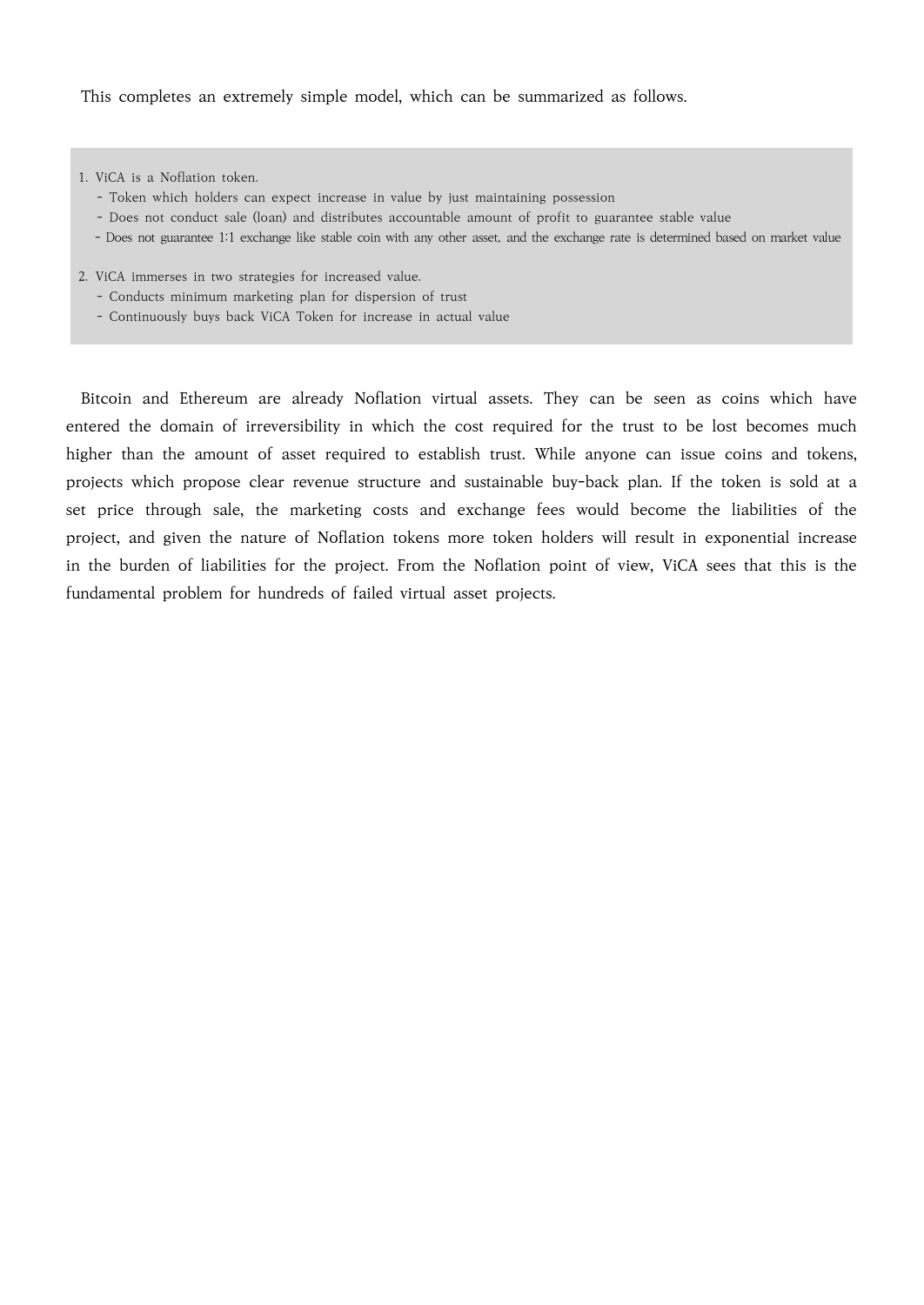This completes an extremely simple model, which can be summarized as follows.

1. ViCA is a Noflation token.
   - Token which holders can expect increase in value by just maintaining possession
   - Does not conduct sale (loan) and distributes accountable amount of profit to guarantee stable value
   - Does not guarantee 1:1 exchange like stable coin with any other asset, and the exchange rate is determined based on market value

2. ViCA immerses in two strategies for increased value.
   - Conducts minimum marketing plan for dispersion of trust
   - Continuously buys back ViCA Token for increase in actual value

Bitcoin and Ethereum are already Noflation virtual assets. They can be seen as coins which have entered the domain of irreversibility in which the cost required for the trust to be lost becomes much higher than the amount of asset required to establish trust. While anyone can issue coins and tokens, projects which propose clear revenue structure and sustainable buy-back plan. If the token is sold at a set price through sale, the marketing costs and exchange fees would become the liabilities of the project, and given the nature of Noflation tokens more token holders will result in exponential increase in the burden of liabilities for the project. From the Noflation point of view, ViCA sees that this is the fundamental problem for hundreds of failed virtual asset projects.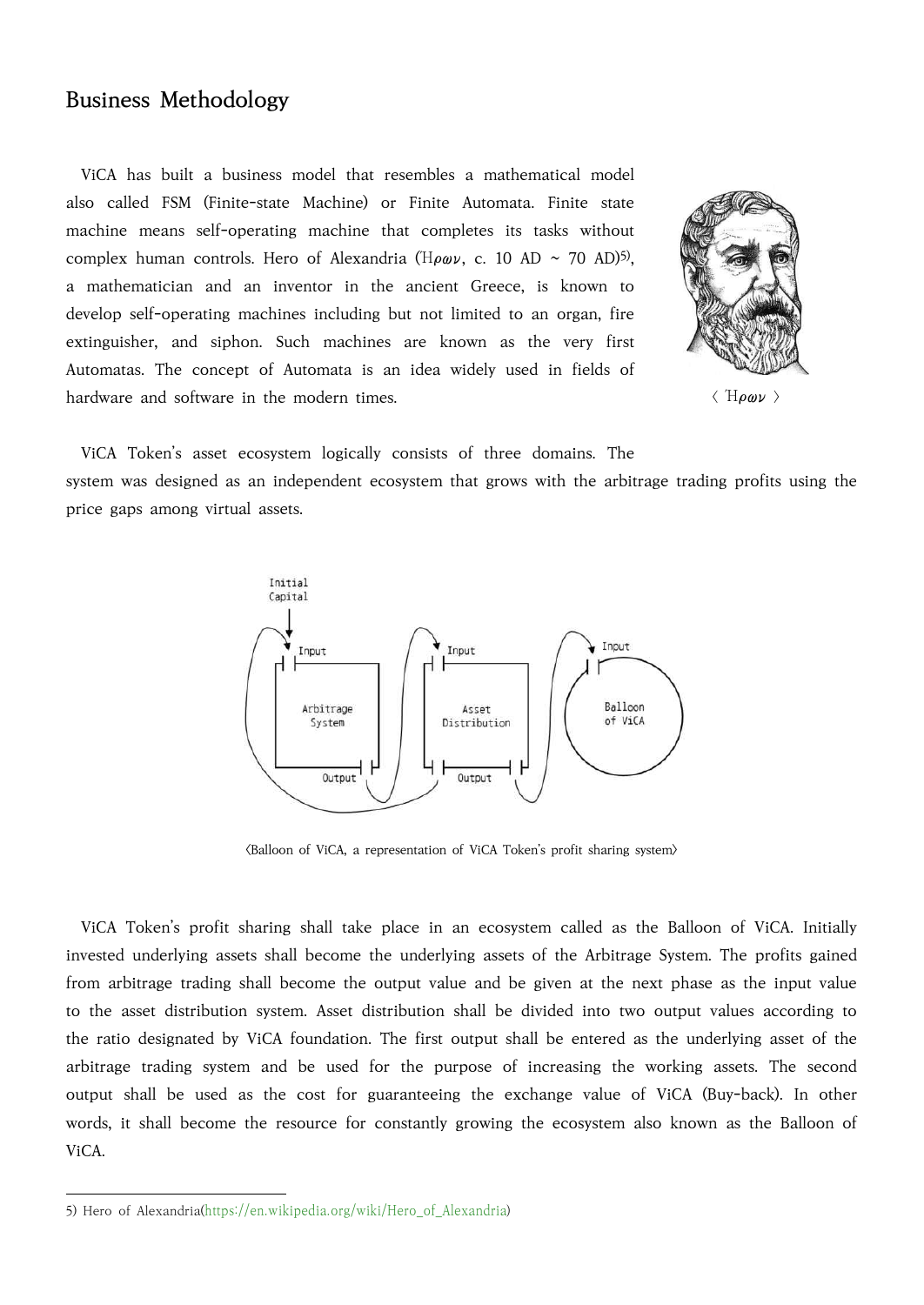## Business Methodology

ViCA has built a business model that resembles a mathematical model also called FSM (Finite-state Machine) or Finite Automata. Finite state machine means self-operating machine that completes its tasks without complex human controls. Hero of Alexandria (Ἥρων, c. 10 AD ~ 70 AD)[5], a mathematician and an inventor in the ancient Greece, is known to develop self-operating machines including but not limited to an organ, fire extinguisher, and siphon. Such machines are known as the very first Automatas. The concept of Automata is an idea widely used in fields of hardware and software in the modern times.

〈 Ἥρων 〉

ViCA Token's asset ecosystem logically consists of three domains. The system was designed as an independent ecosystem that grows with the arbitrage trading profits using the price gaps among virtual assets.

〈Balloon of ViCA, a representation of ViCA Token's profit sharing system〉

ViCA Token's profit sharing shall take place in an ecosystem called as the Balloon of ViCA. Initially invested underlying assets shall become the underlying assets of the Arbitrage System. The profits gained from arbitrage trading shall become the output value and be given at the next phase as the input value to the asset distribution system. Asset distribution shall be divided into two output values according to the ratio designated by ViCA foundation. The first output shall be entered as the underlying asset of the arbitrage trading system and be used for the purpose of increasing the working assets. The second output shall be used as the cost for guaranteeing the exchange value of ViCA (Buy-back). In other words, it shall become the resource for constantly growing the ecosystem also known as the Balloon of ViCA.

5) Hero of Alexandria(https://en.wikipedia.org/wiki/Hero_of_Alexandria)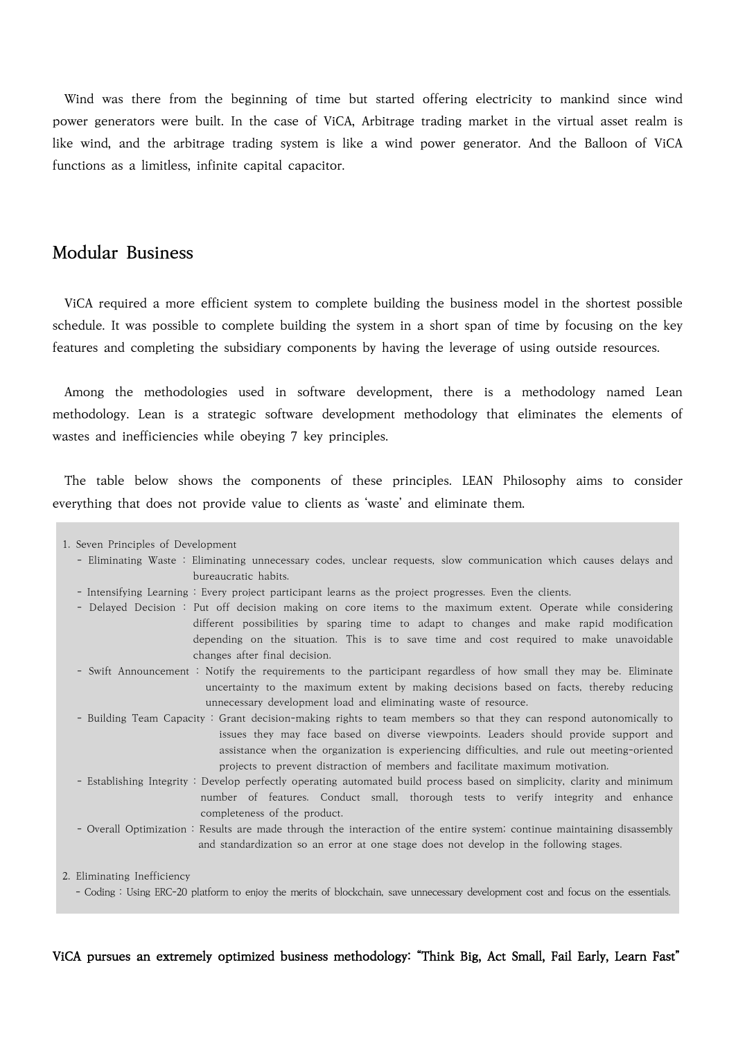Wind was there from the beginning of time but started offering electricity to mankind since wind power generators were built. In the case of ViCA, Arbitrage trading market in the virtual asset realm is like wind, and the arbitrage trading system is like a wind power generator. And the Balloon of ViCA functions as a limitless, infinite capital capacitor.

## Modular Business

ViCA required a more efficient system to complete building the business model in the shortest possible schedule. It was possible to complete building the system in a short span of time by focusing on the key features and completing the subsidiary components by having the leverage of using outside resources.

Among the methodologies used in software development, there is a methodology named Lean methodology. Lean is a strategic software development methodology that eliminates the elements of wastes and inefficiencies while obeying 7 key principles.

The table below shows the components of these principles. LEAN Philosophy aims to consider everything that does not provide value to clients as 'waste' and eliminate them.

1. Seven Principles of Development
   - Eliminating Waste : Eliminating unnecessary codes, unclear requests, slow communication which causes delays and bureaucratic habits.
   - Intensifying Learning : Every project participant learns as the project progresses. Even the clients.
   - Delayed Decision : Put off decision making on core items to the maximum extent. Operate while considering different possibilities by sparing time to adapt to changes and make rapid modification depending on the situation. This is to save time and cost required to make unavoidable changes after final decision.
   - Swift Announcement : Notify the requirements to the participant regardless of how small they may be. Eliminate uncertainty to the maximum extent by making decisions based on facts, thereby reducing unnecessary development load and eliminating waste of resource.
   - Building Team Capacity : Grant decision-making rights to team members so that they can respond autonomically to issues they may face based on diverse viewpoints. Leaders should provide support and assistance when the organization is experiencing difficulties, and rule out meeting-oriented projects to prevent distraction of members and facilitate maximum motivation.
   - Establishing Integrity : Develop perfectly operating automated build process based on simplicity, clarity and minimum number of features. Conduct small, thorough tests to verify integrity and enhance completeness of the product.
   - Overall Optimization : Results are made through the interaction of the entire system; continue maintaining disassembly and standardization so an error at one stage does not develop in the following stages.

2. Eliminating Inefficiency
   - Coding : Using ERC-20 platform to enjoy the merits of blockchain, save unnecessary development cost and focus on the essentials.

**ViCA pursues an extremely optimized business methodology: "Think Big, Act Small, Fail Early, Learn Fast"**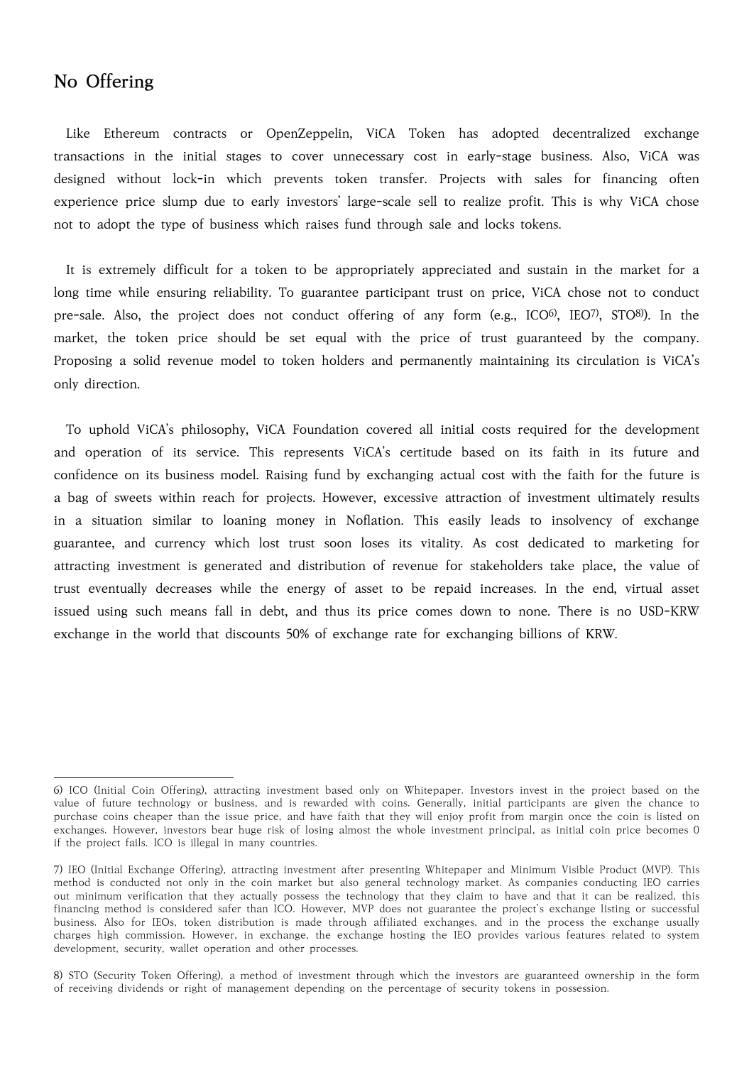## No Offering

Like Ethereum contracts or OpenZeppelin, ViCA Token has adopted decentralized exchange transactions in the initial stages to cover unnecessary cost in early-stage business. Also, ViCA was designed without lock-in which prevents token transfer. Projects with sales for financing often experience price slump due to early investors' large-scale sell to realize profit. This is why ViCA chose not to adopt the type of business which raises fund through sale and locks tokens.

It is extremely difficult for a token to be appropriately appreciated and sustain in the market for a long time while ensuring reliability. To guarantee participant trust on price, ViCA chose not to conduct pre-sale. Also, the project does not conduct offering of any form (e.g., ICO[6], IEO[7], STO[8]). In the market, the token price should be set equal with the price of trust guaranteed by the company. Proposing a solid revenue model to token holders and permanently maintaining its circulation is ViCA's only direction.

To uphold ViCA's philosophy, ViCA Foundation covered all initial costs required for the development and operation of its service. This represents ViCA's certitude based on its faith in its future and confidence on its business model. Raising fund by exchanging actual cost with the faith for the future is a bag of sweets within reach for projects. However, excessive attraction of investment ultimately results in a situation similar to loaning money in Noflation. This easily leads to insolvency of exchange guarantee, and currency which lost trust soon loses its vitality. As cost dedicated to marketing for attracting investment is generated and distribution of revenue for stakeholders take place, the value of trust eventually decreases while the energy of asset to be repaid increases. In the end, virtual asset issued using such means fall in debt, and thus its price comes down to none. There is no USD-KRW exchange in the world that discounts 50% of exchange rate for exchanging billions of KRW.

---

6) ICO (Initial Coin Offering), attracting investment based only on Whitepaper. Investors invest in the project based on the value of future technology or business, and is rewarded with coins. Generally, initial participants are given the chance to purchase coins cheaper than the issue price, and have faith that they will enjoy profit from margin once the coin is listed on exchanges. However, investors bear huge risk of losing almost the whole investment principal, as initial coin price becomes 0 if the project fails. ICO is illegal in many countries.

7) IEO (Initial Exchange Offering), attracting investment after presenting Whitepaper and Minimum Visible Product (MVP). This method is conducted not only in the coin market but also general technology market. As companies conducting IEO carries out minimum verification that they actually possess the technology that they claim to have and that it can be realized, this financing method is considered safer than ICO. However, MVP does not guarantee the project's exchange listing or successful business. Also for IEOs, token distribution is made through affiliated exchanges, and in the process the exchange usually charges high commission. However, in exchange, the exchange hosting the IEO provides various features related to system development, security, wallet operation and other processes.

8) STO (Security Token Offering), a method of investment through which the investors are guaranteed ownership in the form of receiving dividends or right of management depending on the percentage of security tokens in possession.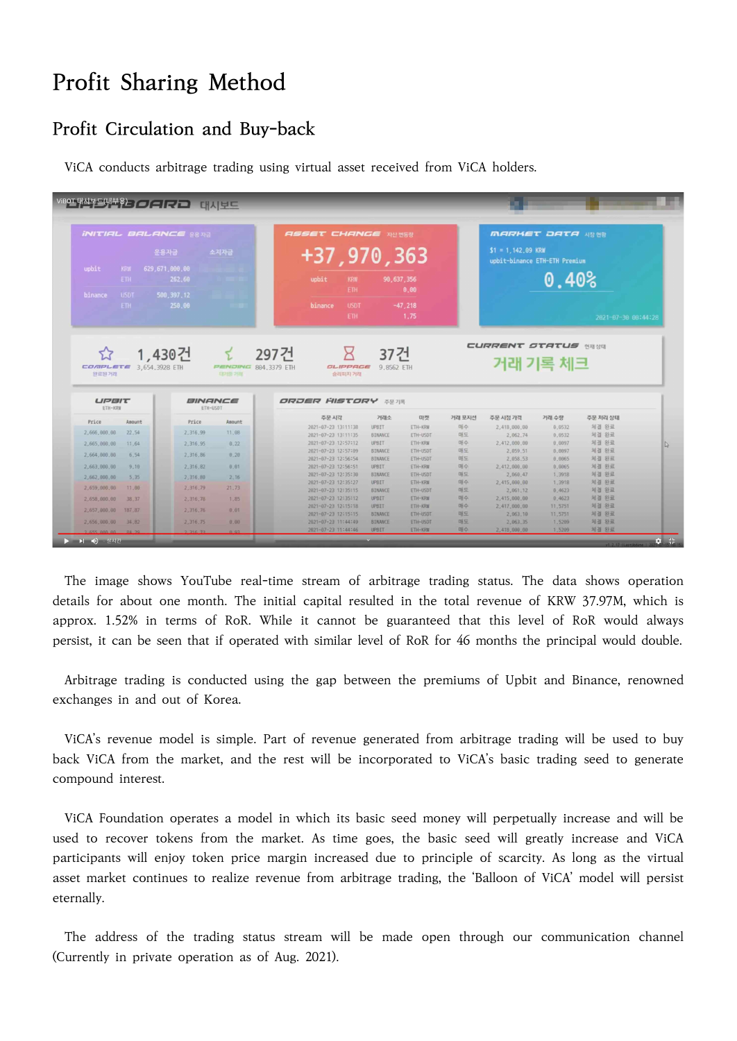# Profit Sharing Method

## Profit Circulation and Buy-back

ViCA conducts arbitrage trading using virtual asset received from ViCA holders.

The image shows YouTube real-time stream of arbitrage trading status. The data shows operation details for about one month. The initial capital resulted in the total revenue of KRW 37.97M, which is approx. 1.52% in terms of RoR. While it cannot be guaranteed that this level of RoR would always persist, it can be seen that if operated with similar level of RoR for 46 months the principal would double.

Arbitrage trading is conducted using the gap between the premiums of Upbit and Binance, renowned exchanges in and out of Korea.

ViCA's revenue model is simple. Part of revenue generated from arbitrage trading will be used to buy back ViCA from the market, and the rest will be incorporated to ViCA's basic trading seed to generate compound interest.

ViCA Foundation operates a model in which its basic seed money will perpetually increase and will be used to recover tokens from the market. As time goes, the basic seed will greatly increase and ViCA participants will enjoy token price margin increased due to principle of scarcity. As long as the virtual asset market continues to realize revenue from arbitrage trading, the 'Balloon of ViCA' model will persist eternally.

The address of the trading status stream will be made open through our communication channel (Currently in private operation as of Aug. 2021).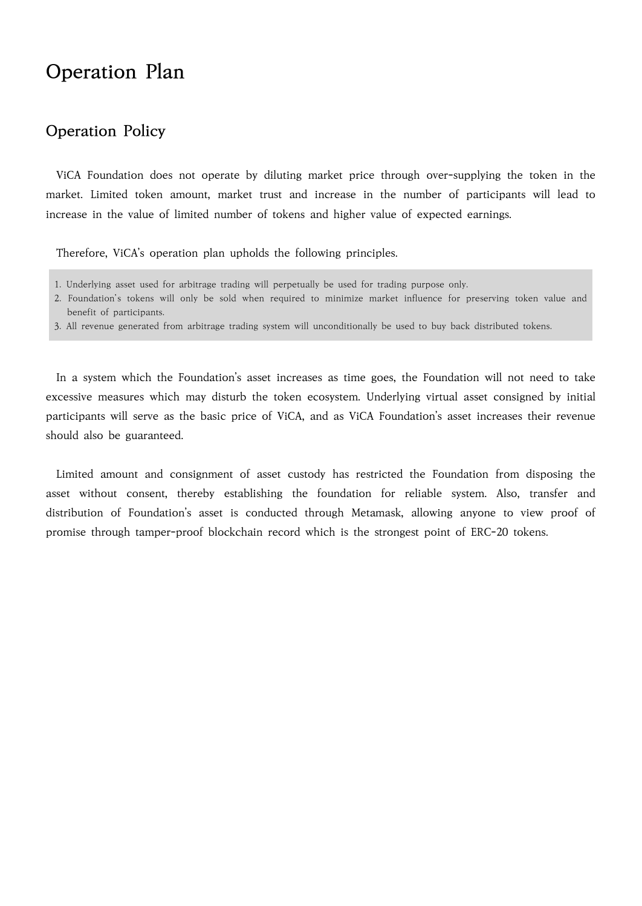# Operation Plan

## Operation Policy

ViCA Foundation does not operate by diluting market price through over-supplying the token in the market. Limited token amount, market trust and increase in the number of participants will lead to increase in the value of limited number of tokens and higher value of expected earnings.

Therefore, ViCA's operation plan upholds the following principles.

1. Underlying asset used for arbitrage trading will perpetually be used for trading purpose only.
2. Foundation's tokens will only be sold when required to minimize market influence for preserving token value and benefit of participants.
3. All revenue generated from arbitrage trading system will unconditionally be used to buy back distributed tokens.

In a system which the Foundation's asset increases as time goes, the Foundation will not need to take excessive measures which may disturb the token ecosystem. Underlying virtual asset consigned by initial participants will serve as the basic price of ViCA, and as ViCA Foundation's asset increases their revenue should also be guaranteed.

Limited amount and consignment of asset custody has restricted the Foundation from disposing the asset without consent, thereby establishing the foundation for reliable system. Also, transfer and distribution of Foundation's asset is conducted through Metamask, allowing anyone to view proof of promise through tamper-proof blockchain record which is the strongest point of ERC-20 tokens.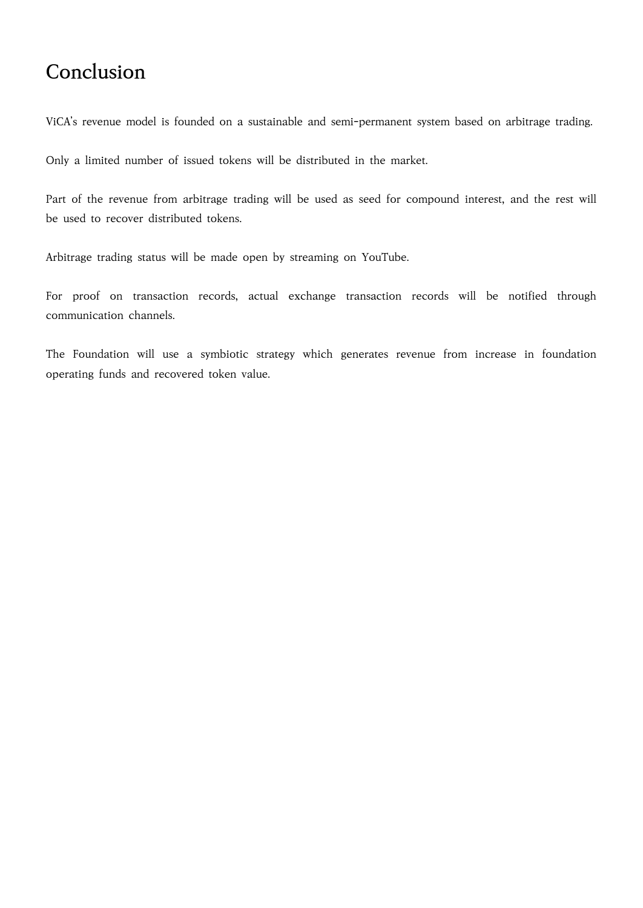# Conclusion

ViCA's revenue model is founded on a sustainable and semi-permanent system based on arbitrage trading.

Only a limited number of issued tokens will be distributed in the market.

Part of the revenue from arbitrage trading will be used as seed for compound interest, and the rest will be used to recover distributed tokens.

Arbitrage trading status will be made open by streaming on YouTube.

For proof on transaction records, actual exchange transaction records will be notified through communication channels.

The Foundation will use a symbiotic strategy which generates revenue from increase in foundation operating funds and recovered token value.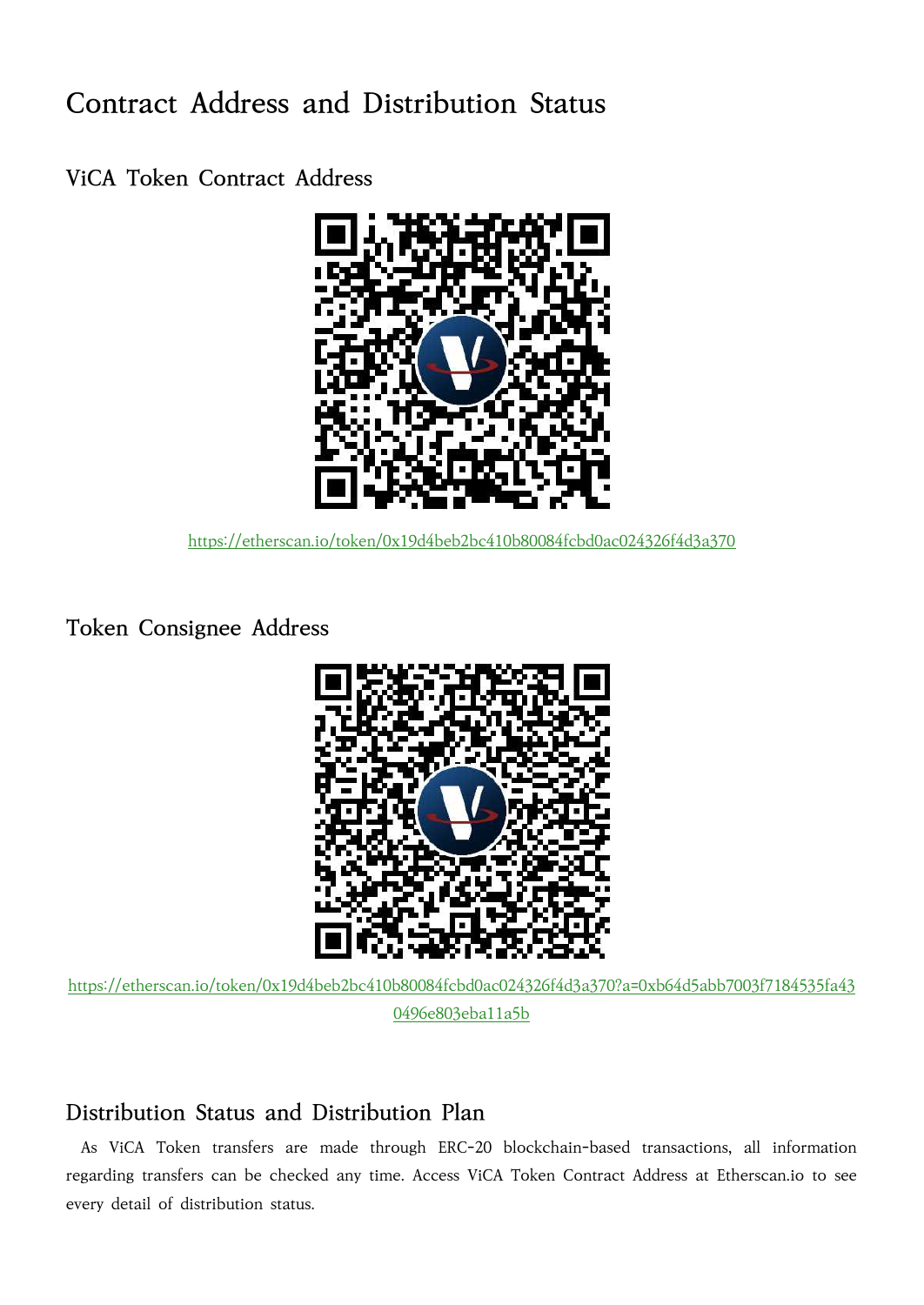# Contract Address and Distribution Status

## ViCA Token Contract Address

https://etherscan.io/token/0x19d4beb2bc410b80084fcbd0ac024326f4d3a370

## Token Consignee Address

https://etherscan.io/token/0x19d4beb2bc410b80084fcbd0ac024326f4d3a370?a=0xb64d5abb7003f7184535fa430496e803eba11a5b

## Distribution Status and Distribution Plan

As ViCA Token transfers are made through ERC-20 blockchain-based transactions, all information regarding transfers can be checked any time. Access ViCA Token Contract Address at Etherscan.io to see every detail of distribution status.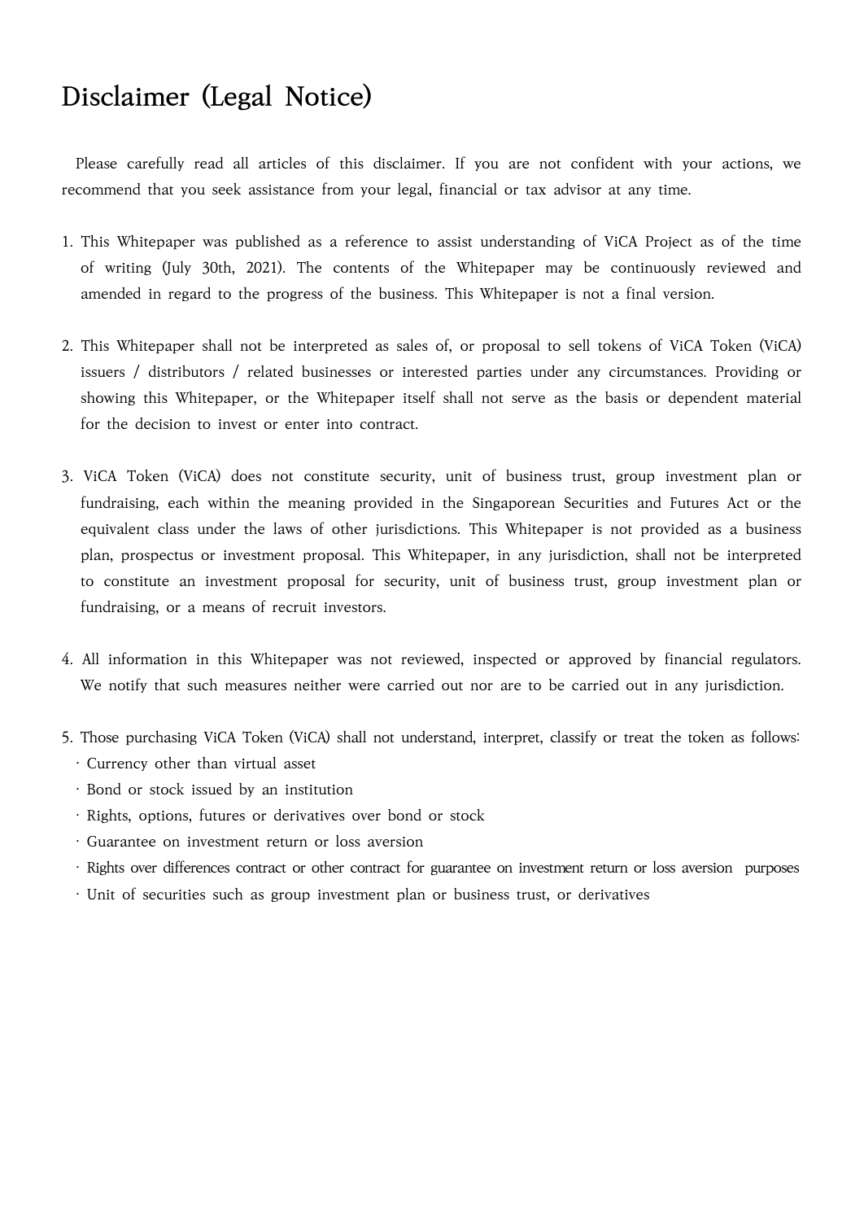# Disclaimer (Legal Notice)

Please carefully read all articles of this disclaimer. If you are not confident with your actions, we recommend that you seek assistance from your legal, financial or tax advisor at any time.

1. This Whitepaper was published as a reference to assist understanding of ViCA Project as of the time of writing (July 30th, 2021). The contents of the Whitepaper may be continuously reviewed and amended in regard to the progress of the business. This Whitepaper is not a final version.

2. This Whitepaper shall not be interpreted as sales of, or proposal to sell tokens of ViCA Token (ViCA) issuers / distributors / related businesses or interested parties under any circumstances. Providing or showing this Whitepaper, or the Whitepaper itself shall not serve as the basis or dependent material for the decision to invest or enter into contract.

3. ViCA Token (ViCA) does not constitute security, unit of business trust, group investment plan or fundraising, each within the meaning provided in the Singaporean Securities and Futures Act or the equivalent class under the laws of other jurisdictions. This Whitepaper is not provided as a business plan, prospectus or investment proposal. This Whitepaper, in any jurisdiction, shall not be interpreted to constitute an investment proposal for security, unit of business trust, group investment plan or fundraising, or a means of recruit investors.

4. All information in this Whitepaper was not reviewed, inspected or approved by financial regulators. We notify that such measures neither were carried out nor are to be carried out in any jurisdiction.

5. Those purchasing ViCA Token (ViCA) shall not understand, interpret, classify or treat the token as follows:
   - Currency other than virtual asset
   - Bond or stock issued by an institution
   - Rights, options, futures or derivatives over bond or stock
   - Guarantee on investment return or loss aversion
   - Rights over differences contract or other contract for guarantee on investment return or loss aversion purposes
   - Unit of securities such as group investment plan or business trust, or derivatives